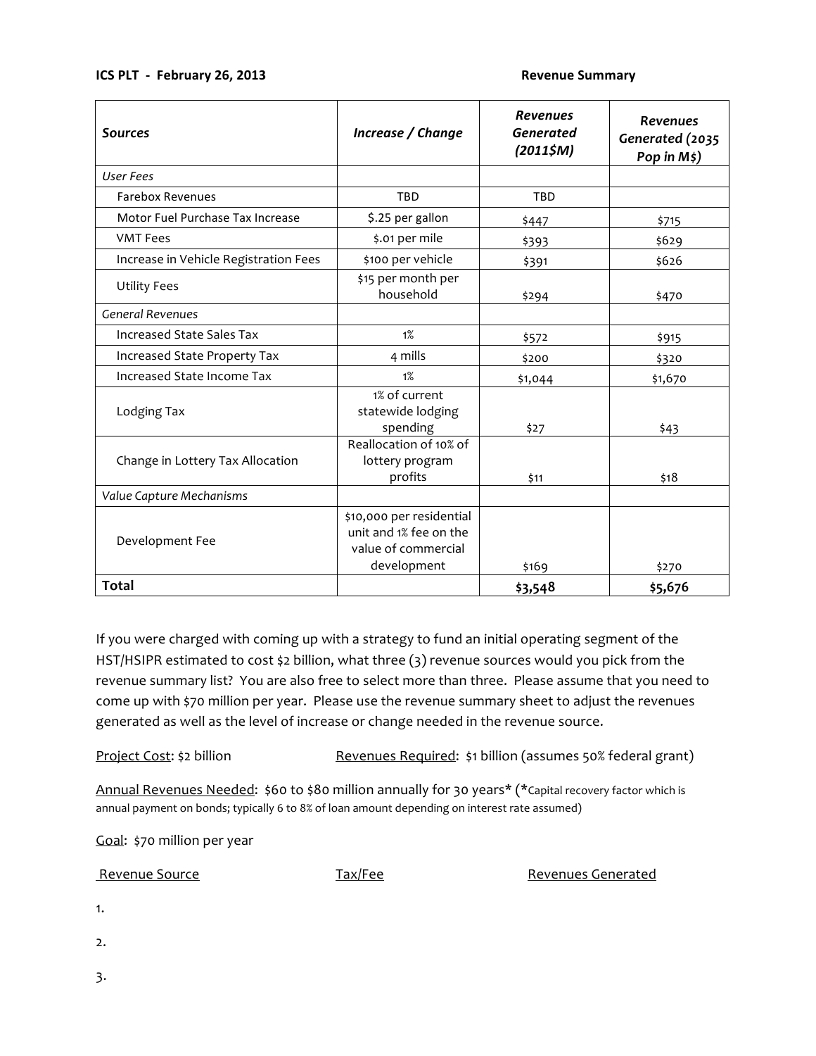**ICS PLT - February 26, 2013** **Revenue Summary**

| *Sources* | *Increase / Change* | *Revenues Generated (2011$M)* | *Revenues Generated (2035 Pop in M$)* |
|---|---|---|---|
| *User Fees* | | | |
| Farebox Revenues | TBD | TBD | |
| Motor Fuel Purchase Tax Increase | $.25 per gallon | $447 | $715 |
| VMT Fees | $.01 per mile | $393 | $629 |
| Increase in Vehicle Registration Fees | $100 per vehicle | $391 | $626 |
| Utility Fees | $15 per month per household | $294 | $470 |
| *General Revenues* | | | |
| Increased State Sales Tax | 1% | $572 | $915 |
| Increased State Property Tax | 4 mills | $200 | $320 |
| Increased State Income Tax | 1% | $1,044 | $1,670 |
| Lodging Tax | 1% of current statewide lodging spending | $27 | $43 |
| Change in Lottery Tax Allocation | Reallocation of 10% of lottery program profits | $11 | $18 |
| *Value Capture Mechanisms* | | | |
| Development Fee | $10,000 per residential unit and 1% fee on the value of commercial development | $169 | $270 |
| **Total** | | **$3,548** | **$5,676** |

If you were charged with coming up with a strategy to fund an initial operating segment of the HST/HSIPR estimated to cost $2 billion, what three (3) revenue sources would you pick from the revenue summary list? You are also free to select more than three. Please assume that you need to come up with $70 million per year. Please use the revenue summary sheet to adjust the revenues generated as well as the level of increase or change needed in the revenue source.

Project Cost: $2 billion　　　　　Revenues Required: $1 billion (assumes 50% federal grant)

Annual Revenues Needed: $60 to $80 million annually for 30 years* (*Capital recovery factor which is annual payment on bonds; typically 6 to 8% of loan amount depending on interest rate assumed)

Goal: $70 million per year

Revenue Source　　　　　Tax/Fee　　　　　Revenues Generated

1.

2.

3.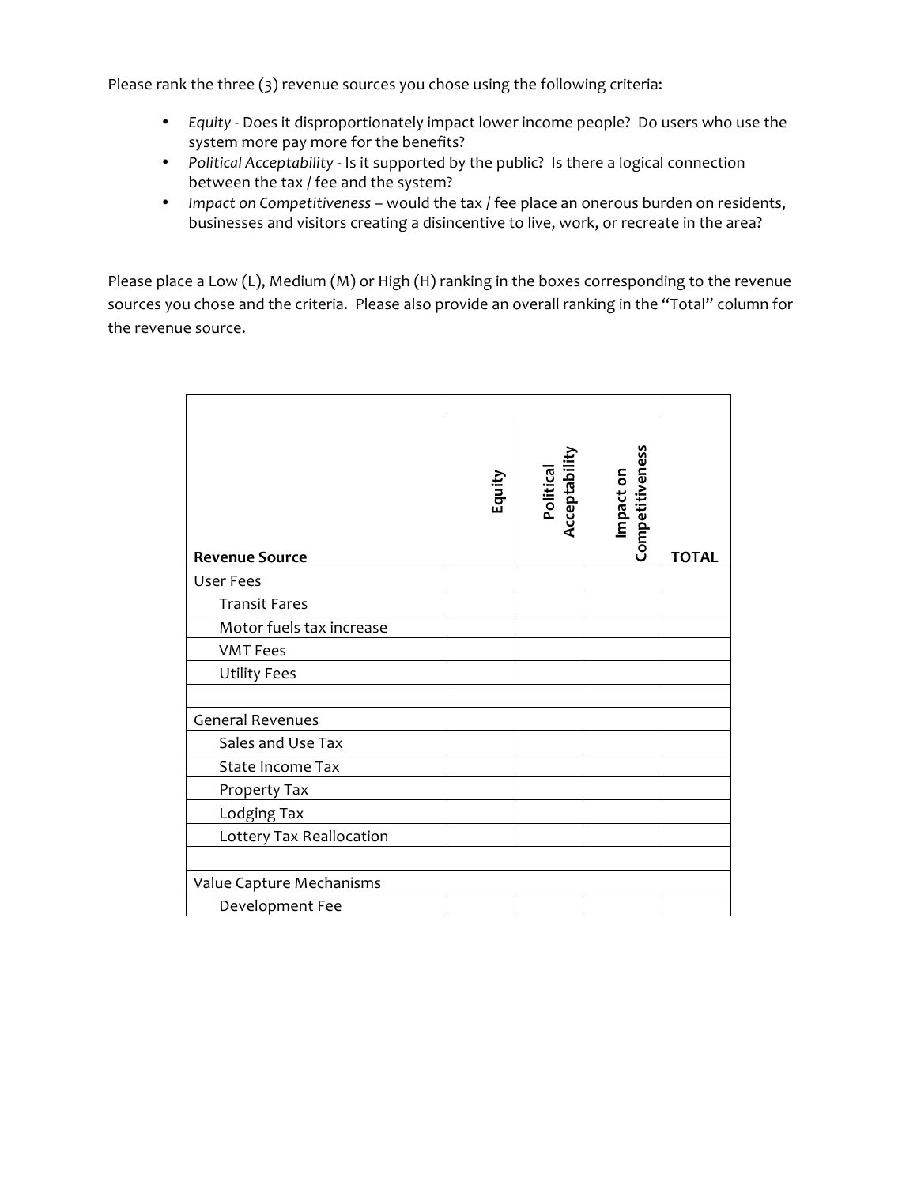Please rank the three (3) revenue sources you chose using the following criteria:

- *Equity* - Does it disproportionately impact lower income people? Do users who use the system more pay more for the benefits?
- *Political Acceptability* - Is it supported by the public? Is there a logical connection between the tax / fee and the system?
- *Impact on Competitiveness* – would the tax / fee place an onerous burden on residents, businesses and visitors creating a disincentive to live, work, or recreate in the area?

Please place a Low (L), Medium (M) or High (H) ranking in the boxes corresponding to the revenue sources you chose and the criteria. Please also provide an overall ranking in the "Total" column for the revenue source.

| **Revenue Source** | **Equity** | **Political Acceptability** | **Impact on Competitiveness** | **TOTAL** |
|---|---|---|---|---|
| User Fees | | | | |
| Transit Fares | | | | |
| Motor fuels tax increase | | | | |
| VMT Fees | | | | |
| Utility Fees | | | | |
| | | | | |
| General Revenues | | | | |
| Sales and Use Tax | | | | |
| State Income Tax | | | | |
| Property Tax | | | | |
| Lodging Tax | | | | |
| Lottery Tax Reallocation | | | | |
| | | | | |
| Value Capture Mechanisms | | | | |
| Development Fee | | | | |